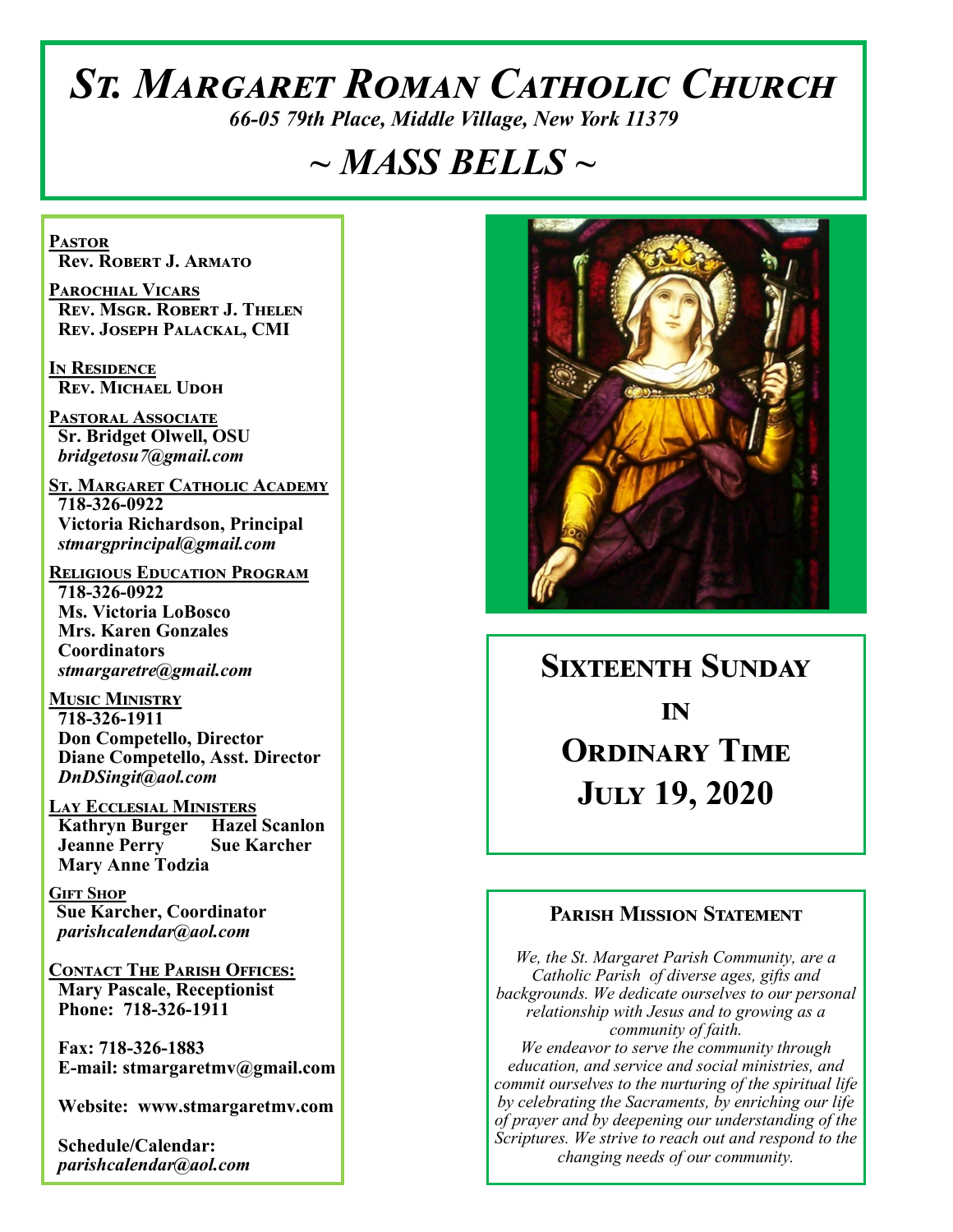# St. Margaret Roman Catholic Church

*66-05 79th Place, Middle Village, New York 11379*

# ~ MASS BELLS ~

**Pastor**
**Rev. Robert J. Armato**

**Parochial Vicars**
**Rev. Msgr. Robert J. Thelen**
**Rev. Joseph Palackal, CMI**

**In Residence**
**Rev. Michael Udoh**

**Pastoral Associate**
**Sr. Bridget Olwell, OSU**
*bridgetosu7@gmail.com*

**St. Margaret Catholic Academy**
**718-326-0922**
**Victoria Richardson, Principal**
*stmargprincipal@gmail.com*

**Religious Education Program**
**718-326-0922**
**Ms. Victoria LoBosco**
**Mrs. Karen Gonzales**
**Coordinators**
*stmargaretre@gmail.com*

**Music Ministry**
**718-326-1911**
**Don Competello, Director**
**Diane Competello, Asst. Director**
*DnDSingit@aol.com*

**Lay Ecclesial Ministers**
**Kathryn Burger**
**Hazel Scanlon**
**Jeanne Perry**
**Sue Karcher**
**Mary Anne Todzia**

**Gift Shop**
**Sue Karcher, Coordinator**
*parishcalendar@aol.com*

**Contact The Parish Offices:**
**Mary Pascale, Receptionist**
**Phone: 718-326-1911**

**Fax: 718-326-1883**
**E-mail: stmargaretmv@gmail.com**

**Website: www.stmargaretmv.com**

**Schedule/Calendar:**
*parishcalendar@aol.com*

## Sixteenth Sunday in Ordinary Time
## July 19, 2020

### Parish Mission Statement

*We, the St. Margaret Parish Community, are a Catholic Parish of diverse ages, gifts and backgrounds. We dedicate ourselves to our personal relationship with Jesus and to growing as a community of faith.*
*We endeavor to serve the community through education, and service and social ministries, and commit ourselves to the nurturing of the spiritual life by celebrating the Sacraments, by enriching our life of prayer and by deepening our understanding of the Scriptures. We strive to reach out and respond to the changing needs of our community.*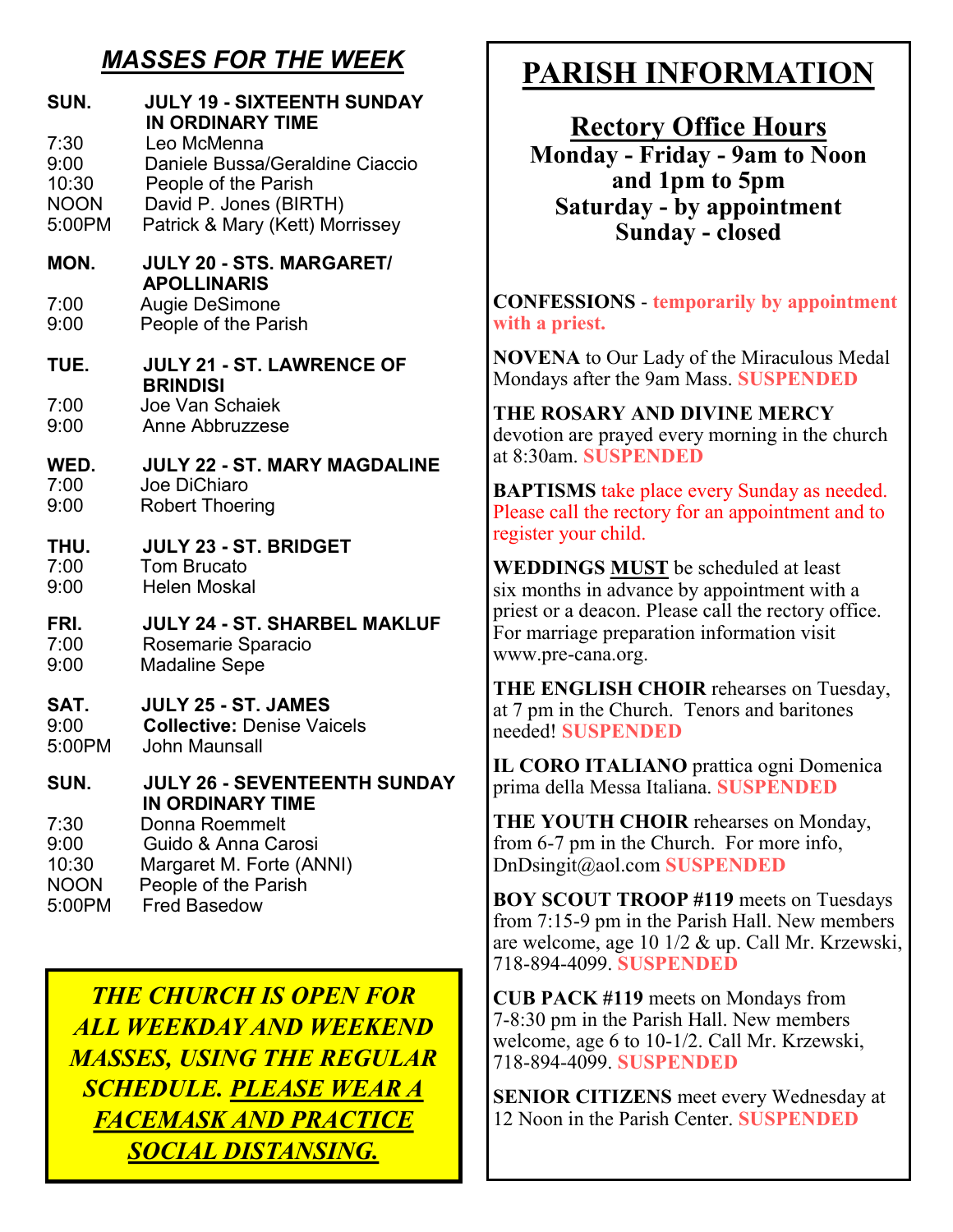## *MASSES FOR THE WEEK*

**SUN. JULY 19 - SIXTEENTH SUNDAY IN ORDINARY TIME**

| | |
|---|---|
| 7:30 | Leo McMenna |
| 9:00 | Daniele Bussa/Geraldine Ciaccio |
| 10:30 | People of the Parish |
| NOON | David P. Jones (BIRTH) |
| 5:00PM | Patrick & Mary (Kett) Morrissey |

**MON. JULY 20 - STS. MARGARET/ APOLLINARIS**

| | |
|---|---|
| 7:00 | Augie DeSimone |
| 9:00 | People of the Parish |

**TUE. JULY 21 - ST. LAWRENCE OF BRINDISI**

| | |
|---|---|
| 7:00 | Joe Van Schaiek |
| 9:00 | Anne Abbruzzese |

**WED. JULY 22 - ST. MARY MAGDALINE**

| | |
|---|---|
| 7:00 | Joe DiChiaro |
| 9:00 | Robert Thoering |

**THU. JULY 23 - ST. BRIDGET**

| | |
|---|---|
| 7:00 | Tom Brucato |
| 9:00 | Helen Moskal |

**FRI. JULY 24 - ST. SHARBEL MAKLUF**

| | |
|---|---|
| 7:00 | Rosemarie Sparacio |
| 9:00 | Madaline Sepe |

**SAT. JULY 25 - ST. JAMES**

| | |
|---|---|
| 9:00 | **Collective:** Denise Vaicels |
| 5:00PM | John Maunsall |

**SUN. JULY 26 - SEVENTEENTH SUNDAY IN ORDINARY TIME**

| | |
|---|---|
| 7:30 | Donna Roemmelt |
| 9:00 | Guido & Anna Carosi |
| 10:30 | Margaret M. Forte (ANNI) |
| NOON | People of the Parish |
| 5:00PM | Fred Basedow |

***THE CHURCH IS OPEN FOR ALL WEEKDAY AND WEEKEND MASSES, USING THE REGULAR SCHEDULE. PLEASE WEAR A FACEMASK AND PRACTICE SOCIAL DISTANSING.***

# PARISH INFORMATION

## Rectory Office Hours

**Monday - Friday - 9am to Noon and 1pm to 5pm**
**Saturday - by appointment**
**Sunday - closed**

**CONFESSIONS** - **temporarily by appointment with a priest.**

**NOVENA** to Our Lady of the Miraculous Medal Mondays after the 9am Mass. **SUSPENDED**

**THE ROSARY AND DIVINE MERCY** devotion are prayed every morning in the church at 8:30am. **SUSPENDED**

**BAPTISMS** take place every Sunday as needed. Please call the rectory for an appointment and to register your child.

**WEDDINGS MUST** be scheduled at least six months in advance by appointment with a priest or a deacon. Please call the rectory office. For marriage preparation information visit www.pre-cana.org.

**THE ENGLISH CHOIR** rehearses on Tuesday, at 7 pm in the Church. Tenors and baritones needed! **SUSPENDED**

**IL CORO ITALIANO** prattica ogni Domenica prima della Messa Italiana. **SUSPENDED**

**THE YOUTH CHOIR** rehearses on Monday, from 6-7 pm in the Church. For more info, DnDsingit@aol.com **SUSPENDED**

**BOY SCOUT TROOP #119** meets on Tuesdays from 7:15-9 pm in the Parish Hall. New members are welcome, age 10 1/2 & up. Call Mr. Krzewski, 718-894-4099. **SUSPENDED**

**CUB PACK #119** meets on Mondays from 7-8:30 pm in the Parish Hall. New members welcome, age 6 to 10-1/2. Call Mr. Krzewski, 718-894-4099. **SUSPENDED**

**SENIOR CITIZENS** meet every Wednesday at 12 Noon in the Parish Center. **SUSPENDED**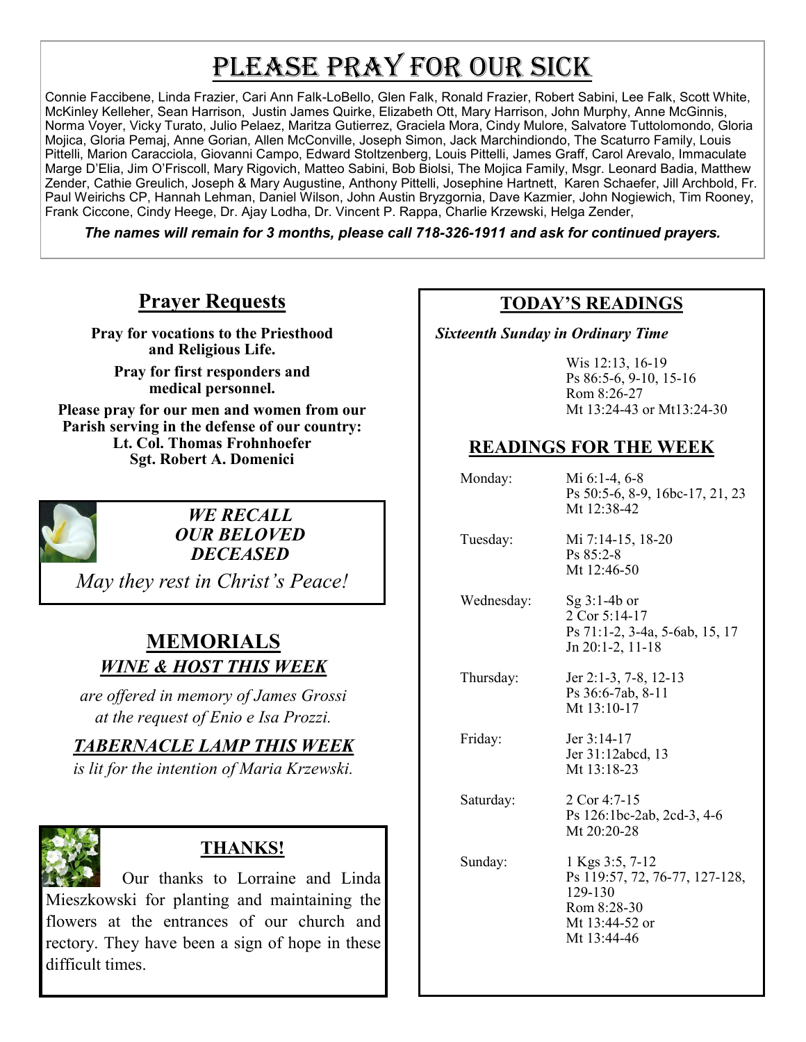# Please Pray for Our Sick

Connie Faccibene, Linda Frazier, Cari Ann Falk-LoBello, Glen Falk, Ronald Frazier, Robert Sabini, Lee Falk, Scott White, McKinley Kelleher, Sean Harrison, Justin James Quirke, Elizabeth Ott, Mary Harrison, John Murphy, Anne McGinnis, Norma Voyer, Vicky Turato, Julio Pelaez, Maritza Gutierrez, Graciela Mora, Cindy Mulore, Salvatore Tuttolomondo, Gloria Mojica, Gloria Pemaj, Anne Gorian, Allen McConville, Joseph Simon, Jack Marchindiondo, The Scaturro Family, Louis Pittelli, Marion Caracciola, Giovanni Campo, Edward Stoltzenberg, Louis Pittelli, James Graff, Carol Arevalo, Immaculate Marge D'Elia, Jim O'Friscoll, Mary Rigovich, Matteo Sabini, Bob Biolsi, The Mojica Family, Msgr. Leonard Badia, Matthew Zender, Cathie Greulich, Joseph & Mary Augustine, Anthony Pittelli, Josephine Hartnett, Karen Schaefer, Jill Archbold, Fr. Paul Weirichs CP, Hannah Lehman, Daniel Wilson, John Austin Bryzgornia, Dave Kazmier, John Nogiewich, Tim Rooney, Frank Ciccone, Cindy Heege, Dr. Ajay Lodha, Dr. Vincent P. Rappa, Charlie Krzewski, Helga Zender,

***The names will remain for 3 months, please call 718-326-1911 and ask for continued prayers.***

## Prayer Requests

**Pray for vocations to the Priesthood and Religious Life.**

**Pray for first responders and medical personnel.**

**Please pray for our men and women from our Parish serving in the defense of our country:**
**Lt. Col. Thomas Frohnhoefer**
**Sgt. Robert A. Domenici**

***WE RECALL OUR BELOVED DECEASED***

*May they rest in Christ's Peace!*

## MEMORIALS

### *WINE & HOST THIS WEEK*

*are offered in memory of James Grossi at the request of Enio e Isa Prozzi.*

### *TABERNACLE LAMP THIS WEEK*

*is lit for the intention of Maria Krzewski.*

## THANKS!

Our thanks to Lorraine and Linda Mieszkowski for planting and maintaining the flowers at the entrances of our church and rectory. They have been a sign of hope in these difficult times.

## TODAY'S READINGS

*Sixteenth Sunday in Ordinary Time*

Wis 12:13, 16-19
Ps 86:5-6, 9-10, 15-16
Rom 8:26-27
Mt 13:24-43 or Mt13:24-30

## READINGS FOR THE WEEK

| | |
|---|---|
| Monday: | Mi 6:1-4, 6-8<br>Ps 50:5-6, 8-9, 16bc-17, 21, 23<br>Mt 12:38-42 |
| Tuesday: | Mi 7:14-15, 18-20<br>Ps 85:2-8<br>Mt 12:46-50 |
| Wednesday: | Sg 3:1-4b or<br>2 Cor 5:14-17<br>Ps 71:1-2, 3-4a, 5-6ab, 15, 17<br>Jn 20:1-2, 11-18 |
| Thursday: | Jer 2:1-3, 7-8, 12-13<br>Ps 36:6-7ab, 8-11<br>Mt 13:10-17 |
| Friday: | Jer 3:14-17<br>Jer 31:12abcd, 13<br>Mt 13:18-23 |
| Saturday: | 2 Cor 4:7-15<br>Ps 126:1bc-2ab, 2cd-3, 4-6<br>Mt 20:20-28 |
| Sunday: | 1 Kgs 3:5, 7-12<br>Ps 119:57, 72, 76-77, 127-128, 129-130<br>Rom 8:28-30<br>Mt 13:44-52 or<br>Mt 13:44-46 |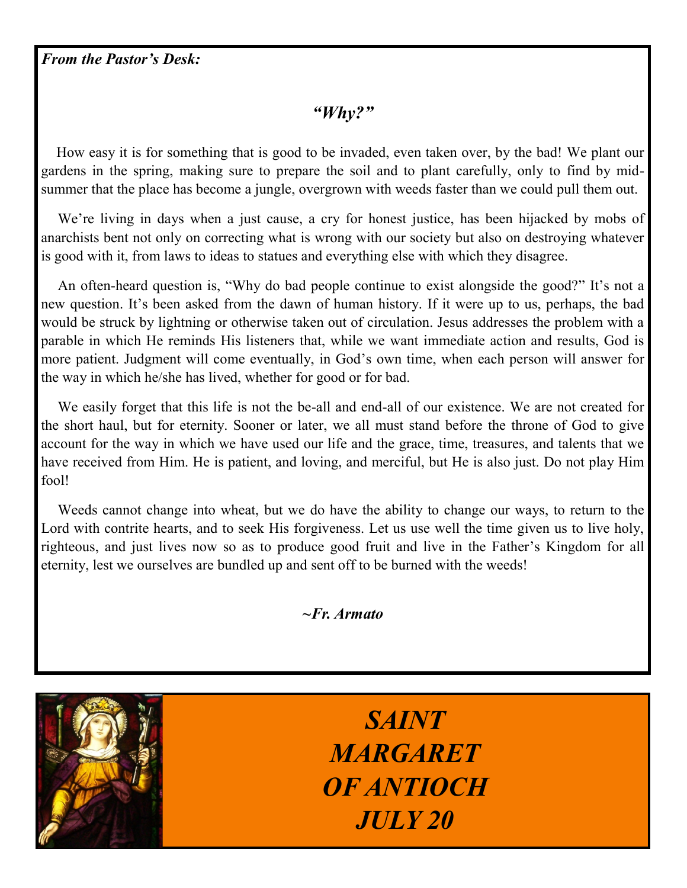***From the Pastor's Desk:***

## *"Why?"*

How easy it is for something that is good to be invaded, even taken over, by the bad! We plant our gardens in the spring, making sure to prepare the soil and to plant carefully, only to find by mid-summer that the place has become a jungle, overgrown with weeds faster than we could pull them out.

We're living in days when a just cause, a cry for honest justice, has been hijacked by mobs of anarchists bent not only on correcting what is wrong with our society but also on destroying whatever is good with it, from laws to ideas to statues and everything else with which they disagree.

An often-heard question is, "Why do bad people continue to exist alongside the good?" It's not a new question. It's been asked from the dawn of human history. If it were up to us, perhaps, the bad would be struck by lightning or otherwise taken out of circulation. Jesus addresses the problem with a parable in which He reminds His listeners that, while we want immediate action and results, God is more patient. Judgment will come eventually, in God's own time, when each person will answer for the way in which he/she has lived, whether for good or for bad.

We easily forget that this life is not the be-all and end-all of our existence. We are not created for the short haul, but for eternity. Sooner or later, we all must stand before the throne of God to give account for the way in which we have used our life and the grace, time, treasures, and talents that we have received from Him. He is patient, and loving, and merciful, but He is also just. Do not play Him fool!

Weeds cannot change into wheat, but we do have the ability to change our ways, to return to the Lord with contrite hearts, and to seek His forgiveness. Let us use well the time given us to live holy, righteous, and just lives now so as to produce good fruit and live in the Father's Kingdom for all eternity, lest we ourselves are bundled up and sent off to be burned with the weeds!

***~Fr. Armato***

## *SAINT MARGARET OF ANTIOCH JULY 20*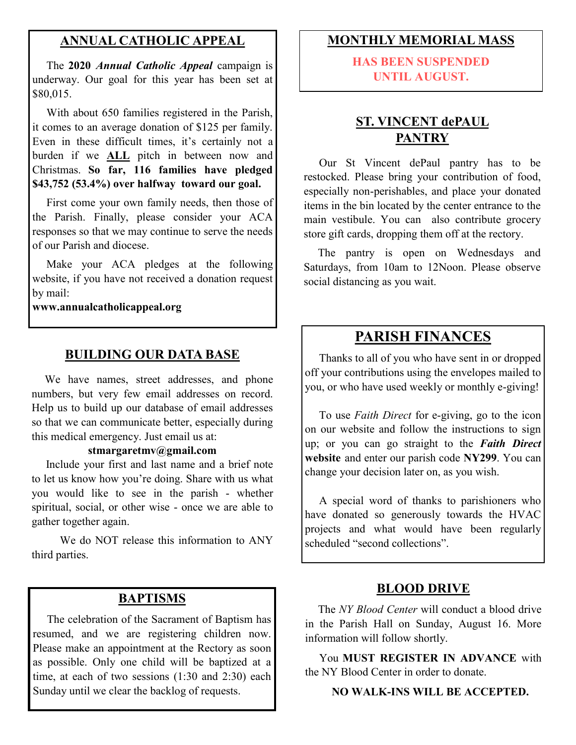## ANNUAL CATHOLIC APPEAL

The **2020** ***Annual Catholic Appeal*** campaign is underway. Our goal for this year has been set at $80,015.

With about 650 families registered in the Parish, it comes to an average donation of $125 per family. Even in these difficult times, it's certainly not a burden if we **ALL** pitch in between now and Christmas. **So far, 116 families have pledged $43,752 (53.4%) over halfway toward our goal.**

First come your own family needs, then those of the Parish. Finally, please consider your ACA responses so that we may continue to serve the needs of our Parish and diocese.

Make your ACA pledges at the following website, if you have not received a donation request by mail:

**www.annualcatholicappeal.org**

## BUILDING OUR DATA BASE

We have names, street addresses, and phone numbers, but very few email addresses on record. Help us to build up our database of email addresses so that we can communicate better, especially during this medical emergency. Just email us at:

**stmargaretmv@gmail.com**

Include your first and last name and a brief note to let us know how you're doing. Share with us what you would like to see in the parish - whether spiritual, social, or other wise - once we are able to gather together again.

We do NOT release this information to ANY third parties.

## BAPTISMS

The celebration of the Sacrament of Baptism has resumed, and we are registering children now. Please make an appointment at the Rectory as soon as possible. Only one child will be baptized at a time, at each of two sessions (1:30 and 2:30) each Sunday until we clear the backlog of requests.

## MONTHLY MEMORIAL MASS

**HAS BEEN SUSPENDED UNTIL AUGUST.**

## ST. VINCENT dePAUL PANTRY

Our St Vincent dePaul pantry has to be restocked. Please bring your contribution of food, especially non-perishables, and place your donated items in the bin located by the center entrance to the main vestibule. You can also contribute grocery store gift cards, dropping them off at the rectory.

The pantry is open on Wednesdays and Saturdays, from 10am to 12Noon. Please observe social distancing as you wait.

## PARISH FINANCES

Thanks to all of you who have sent in or dropped off your contributions using the envelopes mailed to you, or who have used weekly or monthly e-giving!

To use *Faith Direct* for e-giving, go to the icon on our website and follow the instructions to sign up; or you can go straight to the ***Faith Direct*** **website** and enter our parish code **NY299**. You can change your decision later on, as you wish.

A special word of thanks to parishioners who have donated so generously towards the HVAC projects and what would have been regularly scheduled "second collections".

## BLOOD DRIVE

The *NY Blood Center* will conduct a blood drive in the Parish Hall on Sunday, August 16. More information will follow shortly.

You **MUST REGISTER IN ADVANCE** with the NY Blood Center in order to donate.

**NO WALK-INS WILL BE ACCEPTED.**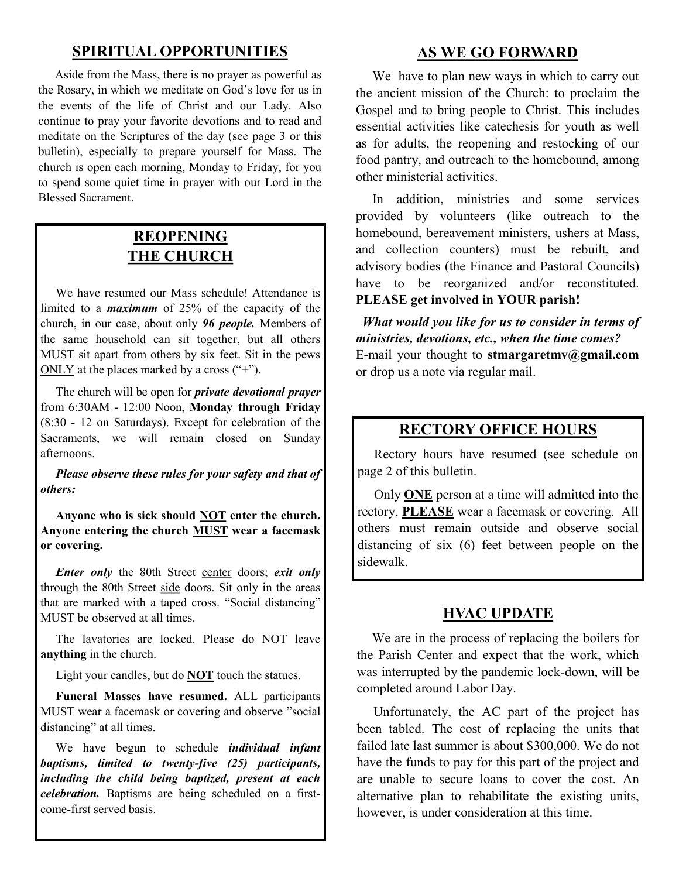## SPIRITUAL OPPORTUNITIES

Aside from the Mass, there is no prayer as powerful as the Rosary, in which we meditate on God's love for us in the events of the life of Christ and our Lady. Also continue to pray your favorite devotions and to read and meditate on the Scriptures of the day (see page 3 or this bulletin), especially to prepare yourself for Mass. The church is open each morning, Monday to Friday, for you to spend some quiet time in prayer with our Lord in the Blessed Sacrament.

## REOPENING THE CHURCH

We have resumed our Mass schedule! Attendance is limited to a ***maximum*** of 25% of the capacity of the church, in our case, about only ***96 people.*** Members of the same household can sit together, but all others MUST sit apart from others by six feet. Sit in the pews ONLY at the places marked by a cross ("+").

The church will be open for ***private devotional prayer*** from 6:30AM - 12:00 Noon, **Monday through Friday** (8:30 - 12 on Saturdays). Except for celebration of the Sacraments, we will remain closed on Sunday afternoons.

***Please observe these rules for your safety and that of others:***

**Anyone who is sick should NOT enter the church. Anyone entering the church MUST wear a facemask or covering.**

***Enter only*** the 80th Street center doors; ***exit only*** through the 80th Street side doors. Sit only in the areas that are marked with a taped cross. "Social distancing" MUST be observed at all times.

The lavatories are locked. Please do NOT leave **anything** in the church.

Light your candles, but do **NOT** touch the statues.

**Funeral Masses have resumed.** ALL participants MUST wear a facemask or covering and observe "social distancing" at all times.

We have begun to schedule ***individual infant baptisms, limited to twenty-five (25) participants, including the child being baptized, present at each celebration.*** Baptisms are being scheduled on a first-come-first served basis.

## AS WE GO FORWARD

We have to plan new ways in which to carry out the ancient mission of the Church: to proclaim the Gospel and to bring people to Christ. This includes essential activities like catechesis for youth as well as for adults, the reopening and restocking of our food pantry, and outreach to the homebound, among other ministerial activities.

In addition, ministries and some services provided by volunteers (like outreach to the homebound, bereavement ministers, ushers at Mass, and collection counters) must be rebuilt, and advisory bodies (the Finance and Pastoral Councils) have to be reorganized and/or reconstituted. **PLEASE get involved in YOUR parish!**

***What would you like for us to consider in terms of ministries, devotions, etc., when the time comes?*** E-mail your thought to **stmargaretmv@gmail.com** or drop us a note via regular mail.

## RECTORY OFFICE HOURS

Rectory hours have resumed (see schedule on page 2 of this bulletin.

Only **ONE** person at a time will admitted into the rectory, **PLEASE** wear a facemask or covering. All others must remain outside and observe social distancing of six (6) feet between people on the sidewalk.

## HVAC UPDATE

We are in the process of replacing the boilers for the Parish Center and expect that the work, which was interrupted by the pandemic lock-down, will be completed around Labor Day.

Unfortunately, the AC part of the project has been tabled. The cost of replacing the units that failed late last summer is about $300,000. We do not have the funds to pay for this part of the project and are unable to secure loans to cover the cost. An alternative plan to rehabilitate the existing units, however, is under consideration at this time.